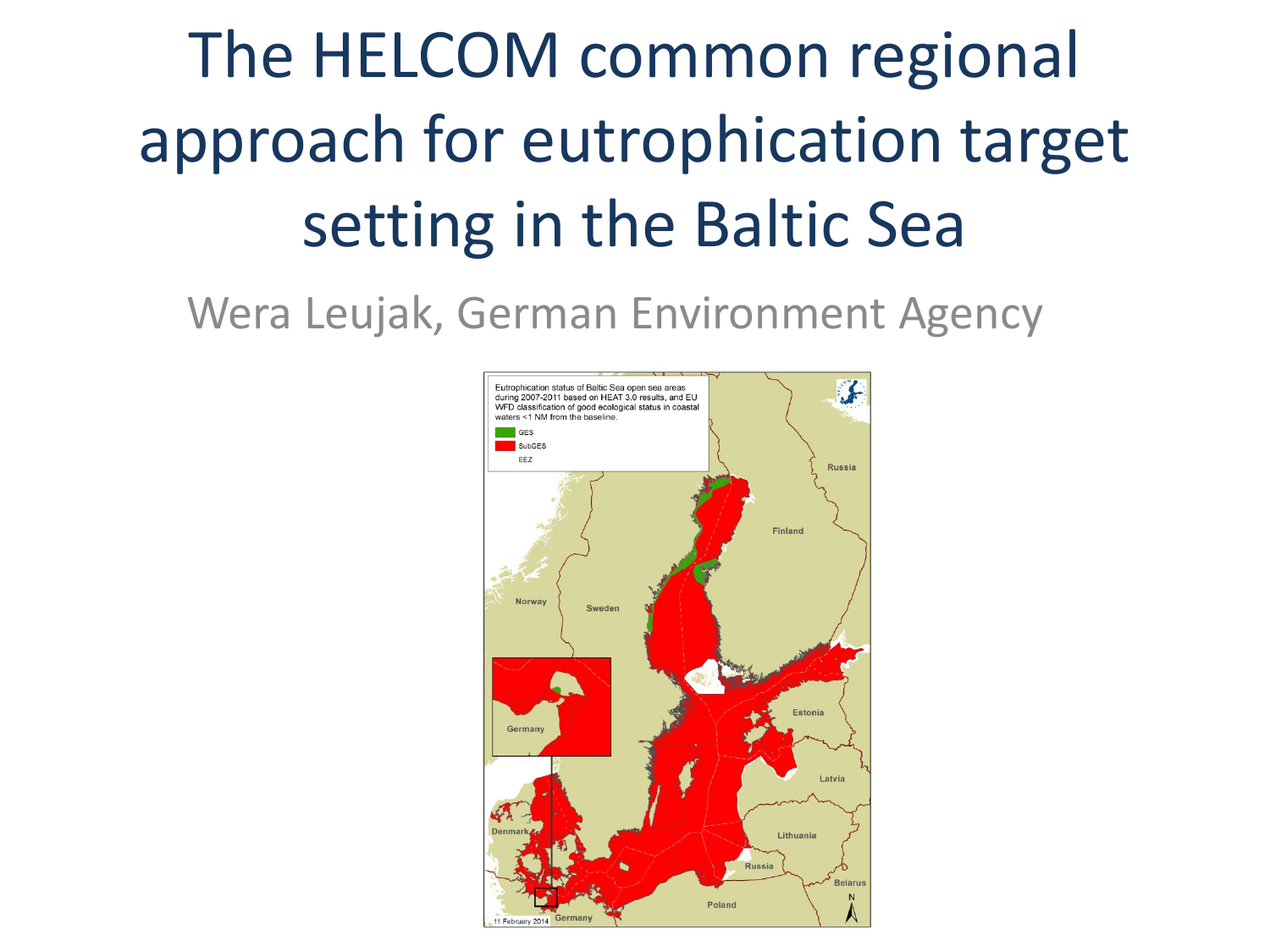# The HELCOM common regional approach for eutrophication target setting in the Baltic Sea

Wera Leujak, German Environment Agency

Eutrophication status of Baltic Sea open sea areas during 2007-2011 based on HEAT 3.0 results, and EU WFD classification of good ecological status in coastal waters <1 NM from the baseline.

- GES
- SubGES
- EEZ

11 February 2014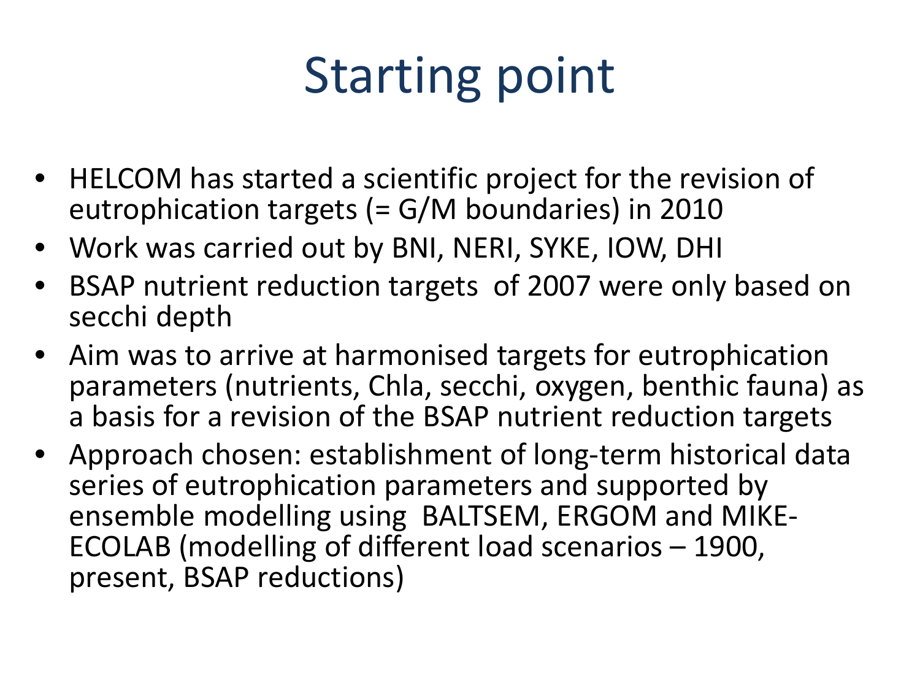# Starting point

- HELCOM has started a scientific project for the revision of eutrophication targets (= G/M boundaries) in 2010
- Work was carried out by BNI, NERI, SYKE, IOW, DHI
- BSAP nutrient reduction targets of 2007 were only based on secchi depth
- Aim was to arrive at harmonised targets for eutrophication parameters (nutrients, Chla, secchi, oxygen, benthic fauna) as a basis for a revision of the BSAP nutrient reduction targets
- Approach chosen: establishment of long-term historical data series of eutrophication parameters and supported by ensemble modelling using BALTSEM, ERGOM and MIKE-ECOLAB (modelling of different load scenarios – 1900, present, BSAP reductions)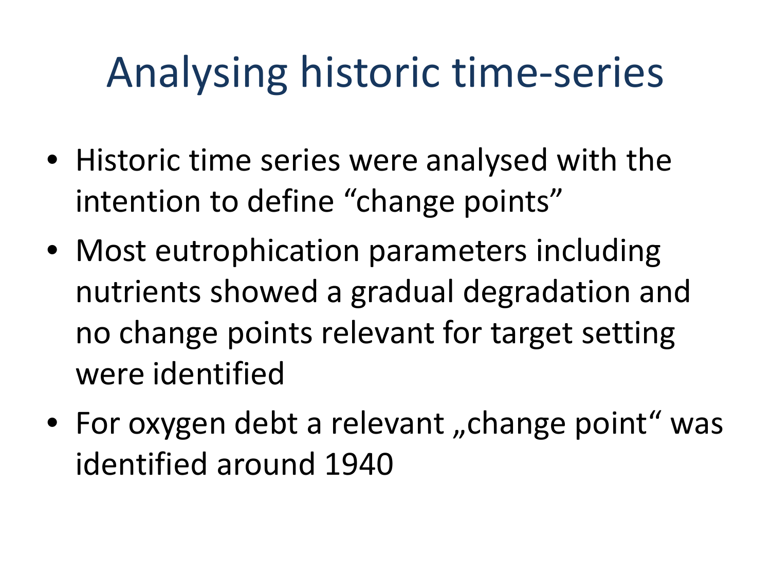# Analysing historic time-series

- Historic time series were analysed with the intention to define “change points”
- Most eutrophication parameters including nutrients showed a gradual degradation and no change points relevant for target setting were identified
- For oxygen debt a relevant „change point“ was identified around 1940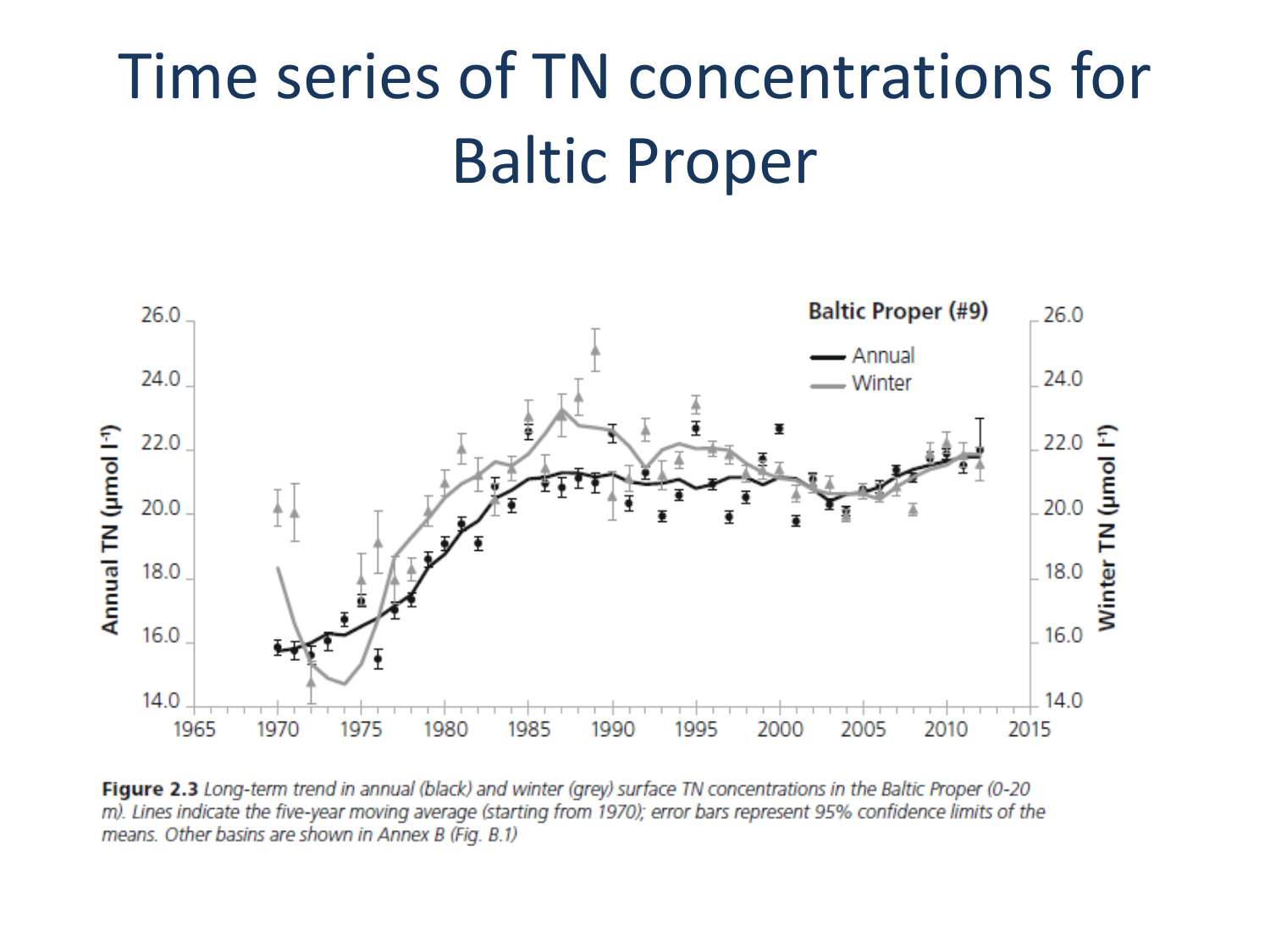# Time series of TN concentrations for Baltic Proper

**Figure 2.3** *Long-term trend in annual (black) and winter (grey) surface TN concentrations in the Baltic Proper (0-20 m). Lines indicate the five-year moving average (starting from 1970); error bars represent 95% confidence limits of the means. Other basins are shown in Annex B (Fig. B.1)*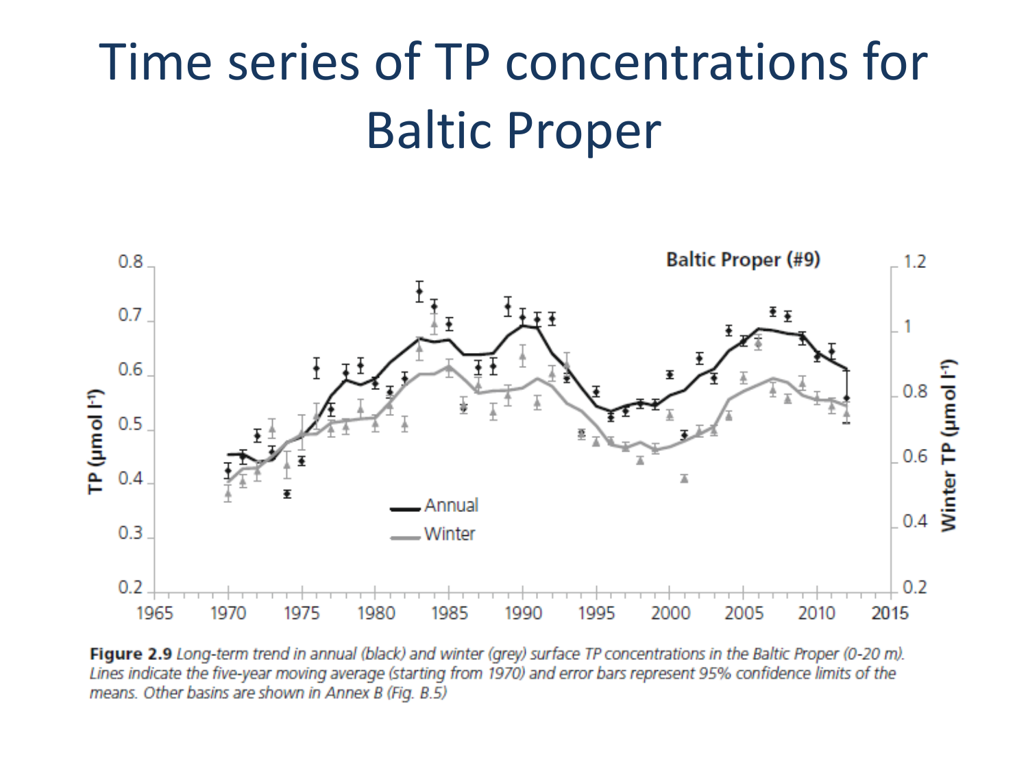# Time series of TP concentrations for Baltic Proper

**Figure 2.9** *Long-term trend in annual (black) and winter (grey) surface TP concentrations in the Baltic Proper (0-20 m). Lines indicate the five-year moving average (starting from 1970) and error bars represent 95% confidence limits of the means. Other basins are shown in Annex B (Fig. B.5)*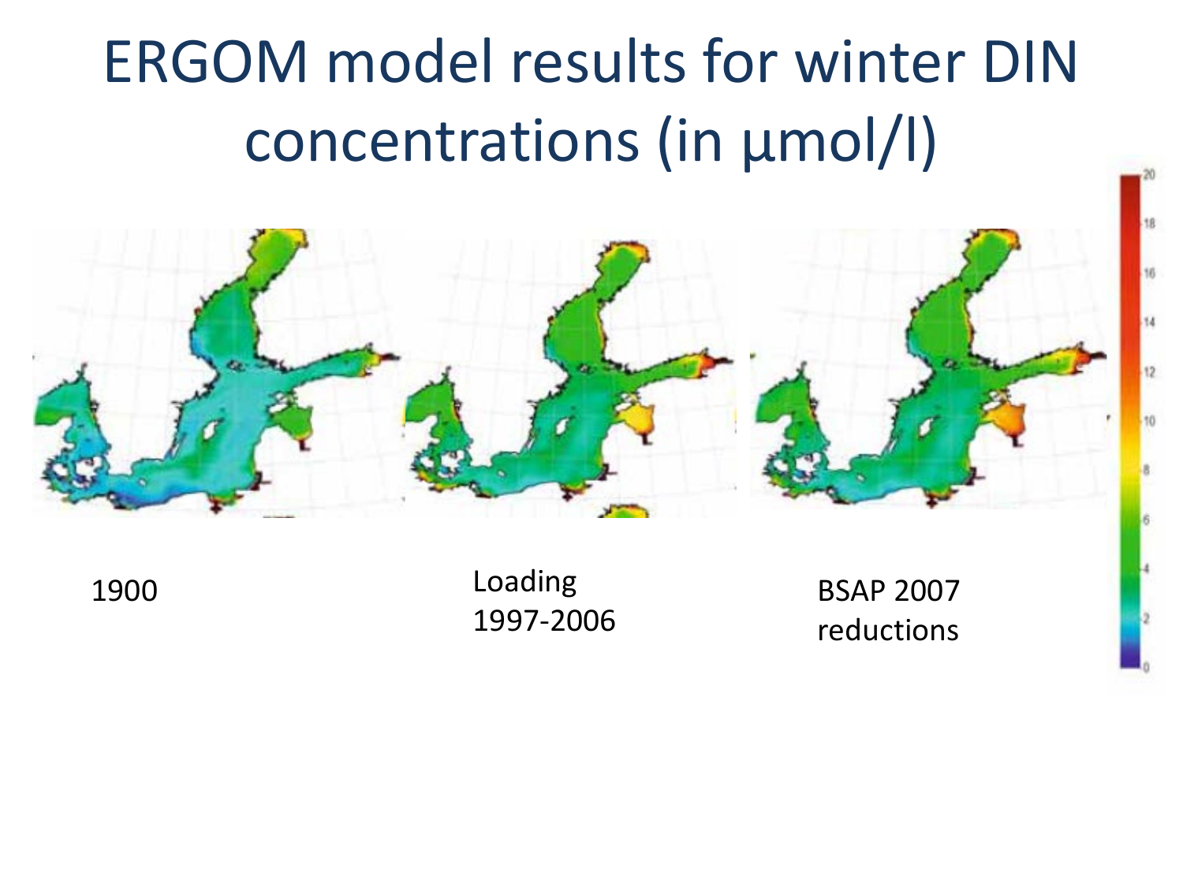# ERGOM model results for winter DIN concentrations (in µmol/l)

1900

Loading 1997-2006

BSAP 2007 reductions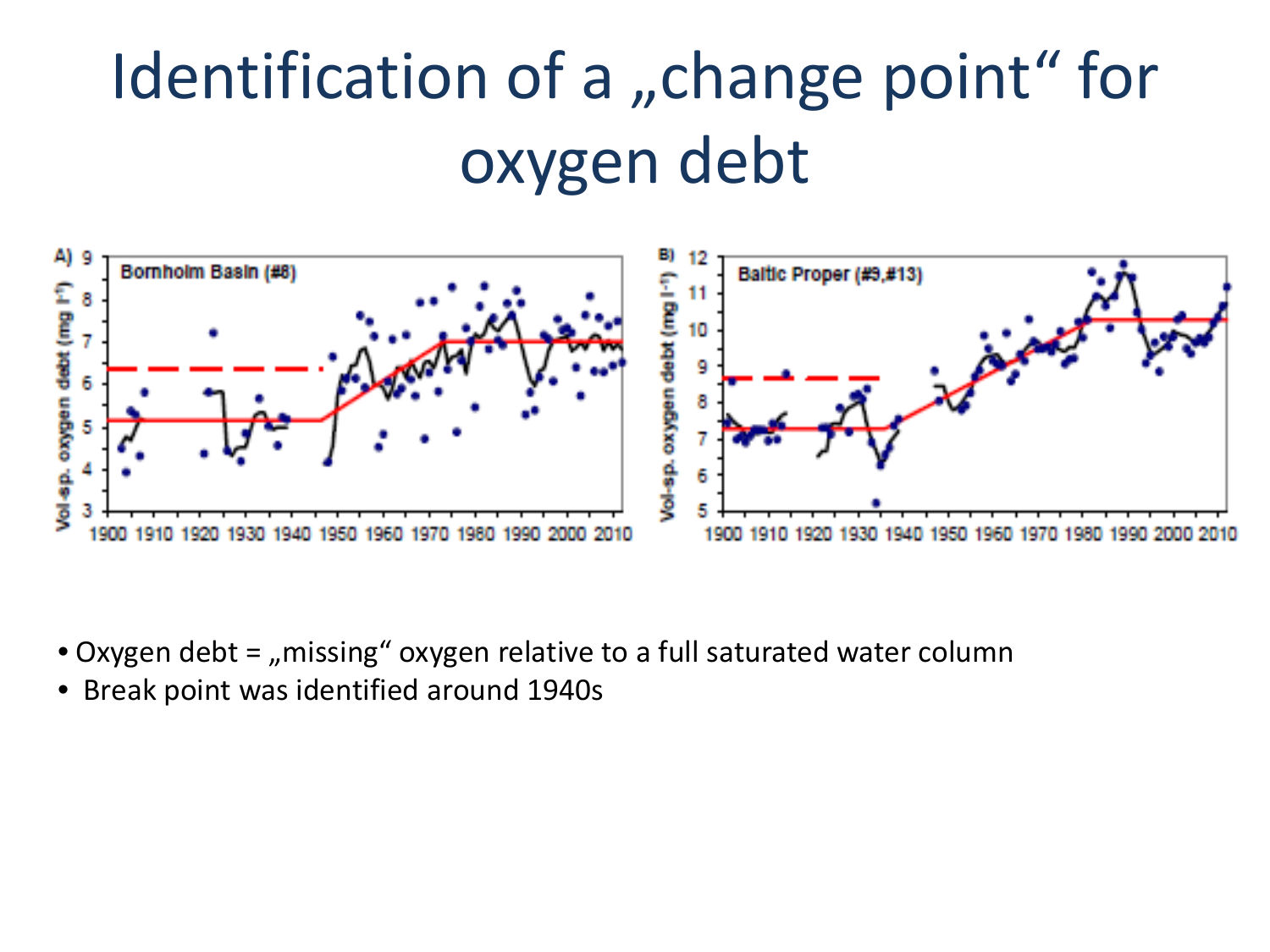# Identification of a „change point“ for oxygen debt

- Oxygen debt = „missing“ oxygen relative to a full saturated water column
- Break point was identified around 1940s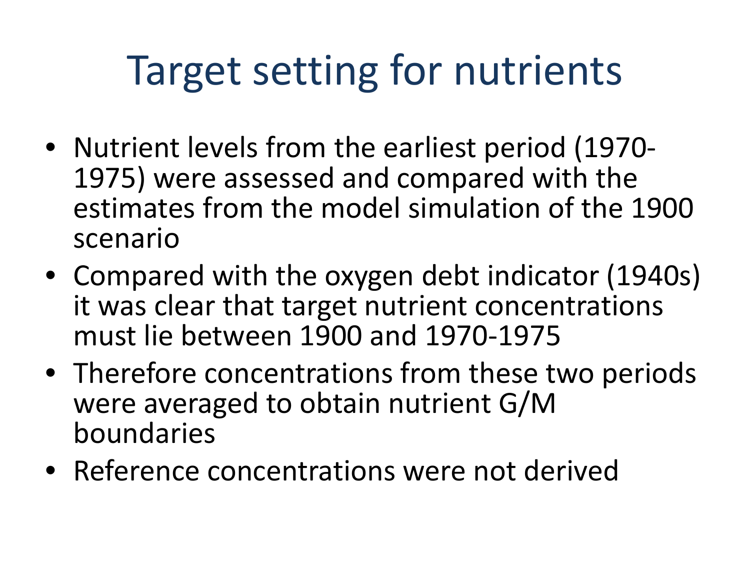# Target setting for nutrients

- Nutrient levels from the earliest period (1970-1975) were assessed and compared with the estimates from the model simulation of the 1900 scenario
- Compared with the oxygen debt indicator (1940s) it was clear that target nutrient concentrations must lie between 1900 and 1970-1975
- Therefore concentrations from these two periods were averaged to obtain nutrient G/M boundaries
- Reference concentrations were not derived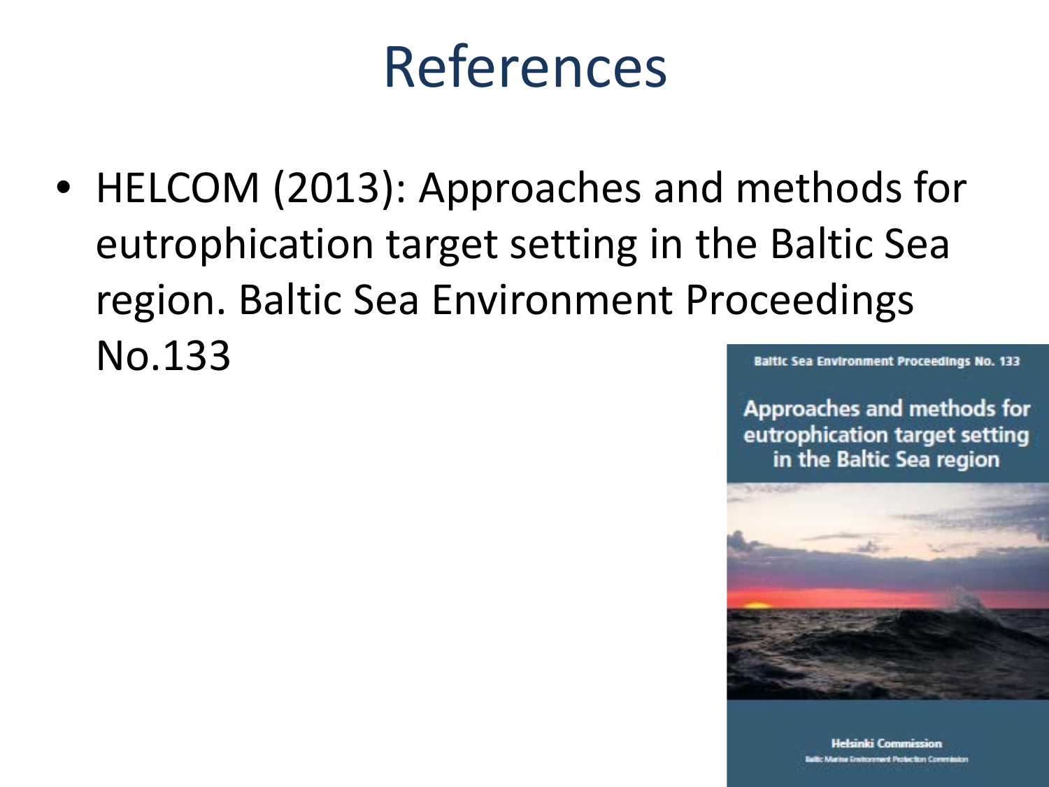# References

- HELCOM (2013): Approaches and methods for eutrophication target setting in the Baltic Sea region. Baltic Sea Environment Proceedings No.133